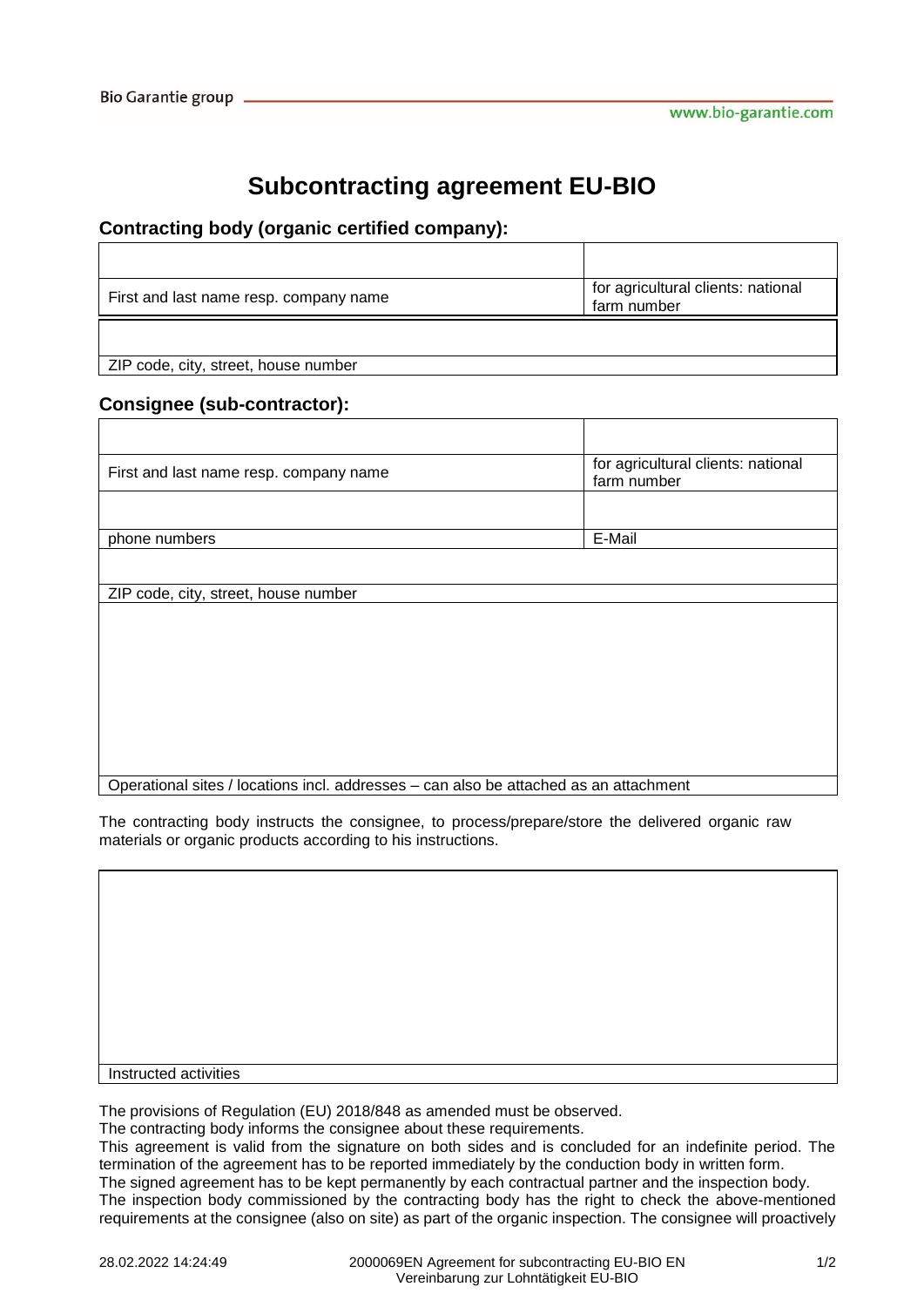// Treating the Bio Garantie group header and the 28.02.2022 / 2000069EN footer as repeating page furniture, so both are omitted.
# Subcontracting agreement EU-BIO

## Contracting body (organic certified company):

| | |
|---|---|
| | |
| First and last name resp. company name | for agricultural clients: national farm number |
| | |
| ZIP code, city, street, house number | |

## Consignee (sub-contractor):

| | |
|---|---|
| | |
| First and last name resp. company name | for agricultural clients: national farm number |
| | |
| phone numbers | E-Mail |
| | |
| ZIP code, city, street, house number | |
| | |
| Operational sites / locations incl. addresses – can also be attached as an attachment | |

The contracting body instructs the consignee, to process/prepare/store the delivered organic raw materials or organic products according to his instructions.

| |
|---|
| |
| Instructed activities |

The provisions of Regulation (EU) 2018/848 as amended must be observed.
The contracting body informs the consignee about these requirements.
This agreement is valid from the signature on both sides and is concluded for an indefinite period. The termination of the agreement has to be reported immediately by the conduction body in written form.
The signed agreement has to be kept permanently by each contractual partner and the inspection body.
The inspection body commissioned by the contracting body has the right to check the above-mentioned requirements at the consignee (also on site) as part of the organic inspection. The consignee will proactively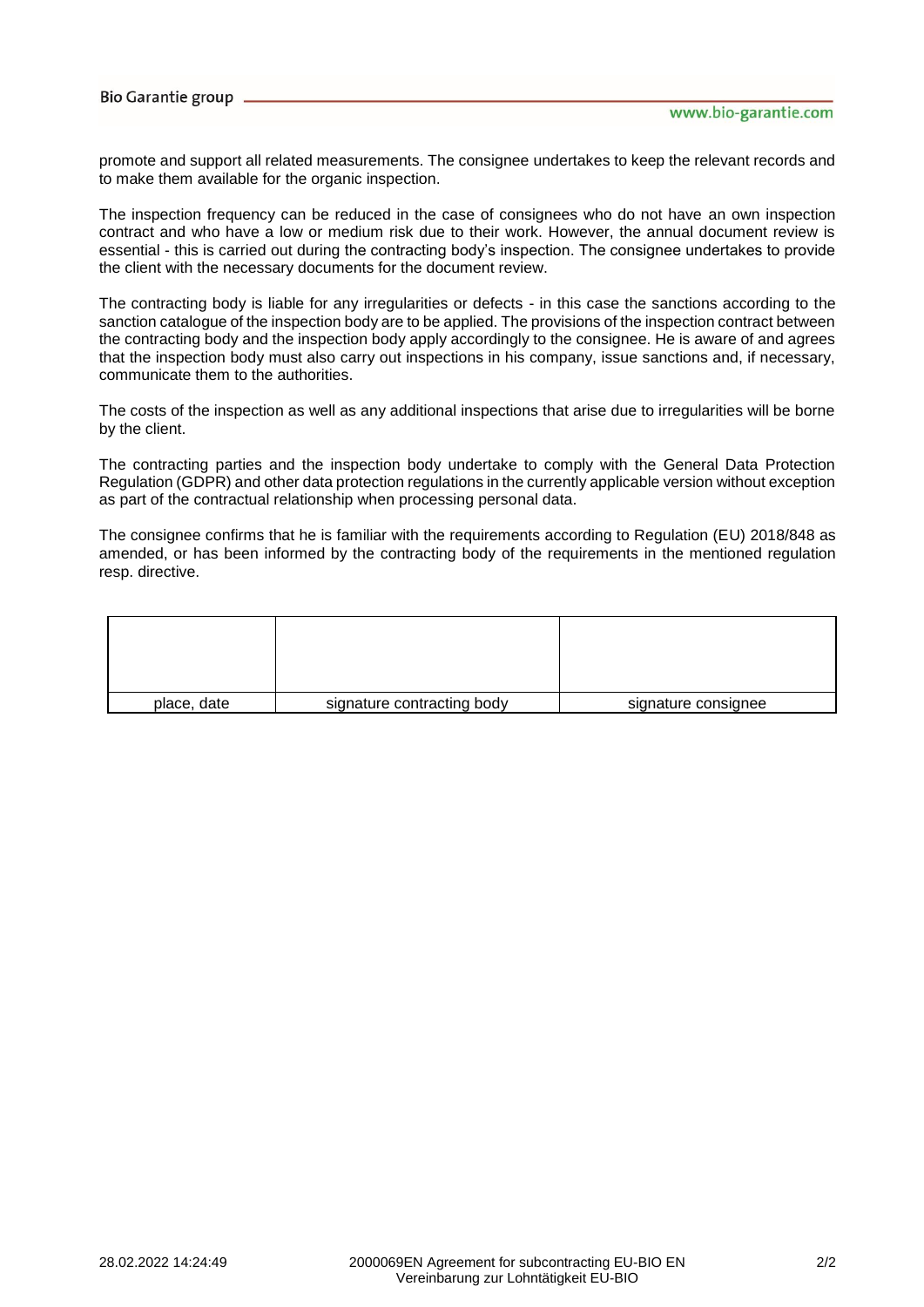promote and support all related measurements. The consignee undertakes to keep the relevant records and to make them available for the organic inspection.

The inspection frequency can be reduced in the case of consignees who do not have an own inspection contract and who have a low or medium risk due to their work. However, the annual document review is essential - this is carried out during the contracting body's inspection. The consignee undertakes to provide the client with the necessary documents for the document review.

The contracting body is liable for any irregularities or defects - in this case the sanctions according to the sanction catalogue of the inspection body are to be applied. The provisions of the inspection contract between the contracting body and the inspection body apply accordingly to the consignee. He is aware of and agrees that the inspection body must also carry out inspections in his company, issue sanctions and, if necessary, communicate them to the authorities.

The costs of the inspection as well as any additional inspections that arise due to irregularities will be borne by the client.

The contracting parties and the inspection body undertake to comply with the General Data Protection Regulation (GDPR) and other data protection regulations in the currently applicable version without exception as part of the contractual relationship when processing personal data.

The consignee confirms that he is familiar with the requirements according to Regulation (EU) 2018/848 as amended, or has been informed by the contracting body of the requirements in the mentioned regulation resp. directive.

| | | |
|---|---|---|
| | | |
| place, date | signature contracting body | signature consignee |